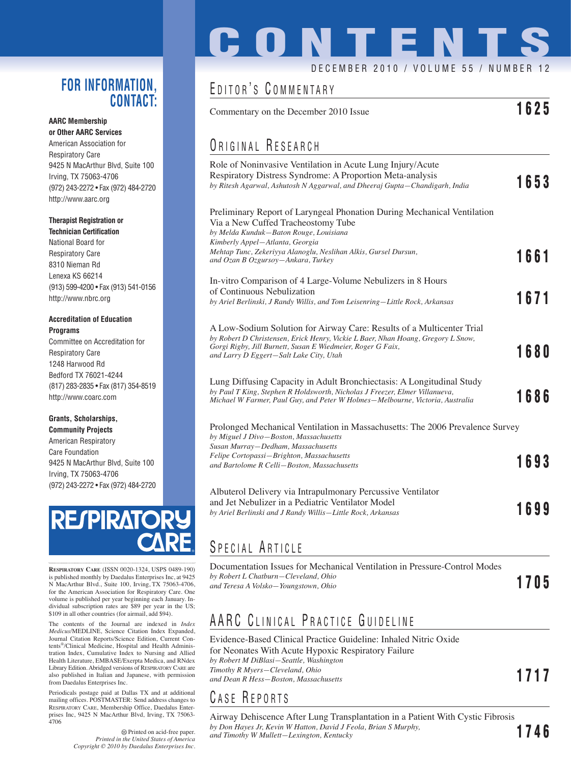# CONTENTS

DECEMBER 2010 / VOLUME 55 / NUMBER 12

## EDITOR'S COMMENTARY

Commentary on the December 2010 Issue **1625**

## ORIGINAL RESEARCH

Role of Noninvasive Ventilation in Acute Lung Injury/Acute Respiratory Distress Syndrome: A Proportion Meta-analysis
*by Ritesh Agarwal, Ashutosh N Aggarwal, and Dheeraj Gupta—Chandigarh, India* **1653**

Preliminary Report of Laryngeal Phonation During Mechanical Ventilation Via a New Cuffed Tracheostomy Tube
*by Melda Kunduk—Baton Rouge, Louisiana*
*Kimberly Appel—Atlanta, Georgia*
*Mehtap Tunc, Zekeriyya Alanoglu, Neslihan Alkis, Gursel Dursun, and Ozan B Ozgursoy—Ankara, Turkey* **1661**

In-vitro Comparison of 4 Large-Volume Nebulizers in 8 Hours of Continuous Nebulization
*by Ariel Berlinski, J Randy Willis, and Tom Leisenring—Little Rock, Arkansas* **1671**

A Low-Sodium Solution for Airway Care: Results of a Multicenter Trial
*by Robert D Christensen, Erick Henry, Vickie L Baer, Nhan Hoang, Gregory L Snow, Gorgi Rigby, Jill Burnett, Susan E Wiedmeier, Roger G Faix, and Larry D Eggert—Salt Lake City, Utah* **1680**

Lung Diffusing Capacity in Adult Bronchiectasis: A Longitudinal Study
*by Paul T King, Stephen R Holdsworth, Nicholas J Freezer, Elmer Villanueva, Michael W Farmer, Paul Guy, and Peter W Holmes—Melbourne, Victoria, Australia* **1686**

Prolonged Mechanical Ventilation in Massachusetts: The 2006 Prevalence Survey
*by Miguel J Divo—Boston, Massachusetts*
*Susan Murray—Dedham, Massachusetts*
*Felipe Cortopassi—Brighton, Massachusetts*
*and Bartolome R Celli—Boston, Massachusetts* **1693**

Albuterol Delivery via Intrapulmonary Percussive Ventilator and Jet Nebulizer in a Pediatric Ventilator Model
*by Ariel Berlinski and J Randy Willis—Little Rock, Arkansas* **1699**

## SPECIAL ARTICLE

Documentation Issues for Mechanical Ventilation in Pressure-Control Modes
*by Robert L Chatburn—Cleveland, Ohio*
*and Teresa A Volsko—Youngstown, Ohio* **1705**

## AARC CLINICAL PRACTICE GUIDELINE

Evidence-Based Clinical Practice Guideline: Inhaled Nitric Oxide for Neonates With Acute Hypoxic Respiratory Failure
*by Robert M DiBlasi—Seattle, Washington*
*Timothy R Myers—Cleveland, Ohio*
*and Dean R Hess—Boston, Massachusetts* **1717**

## CASE REPORTS

Airway Dehiscence After Lung Transplantation in a Patient With Cystic Fibrosis
*by Don Hayes Jr, Kevin W Hatton, David J Feola, Brian S Murphy, and Timothy W Mullett—Lexington, Kentucky* **1746**

## FOR INFORMATION, CONTACT:

**AARC Membership or Other AARC Services**
American Association for Respiratory Care
9425 N MacArthur Blvd, Suite 100
Irving, TX 75063-4706
(972) 243-2272 • Fax (972) 484-2720
http://www.aarc.org

**Therapist Registration or Technician Certification**
National Board for Respiratory Care
8310 Nieman Rd
Lenexa KS 66214
(913) 599-4200 • Fax (913) 541-0156
http://www.nbrc.org

**Accreditation of Education Programs**
Committee on Accreditation for Respiratory Care
1248 Harwood Rd
Bedford TX 76021-4244
(817) 283-2835 • Fax (817) 354-8519
http://www.coarc.com

**Grants, Scholarships, Community Projects**
American Respiratory Care Foundation
9425 N MacArthur Blvd, Suite 100
Irving, TX 75063-4706
(972) 243-2272 • Fax (972) 484-2720

RESPIRATORY CARE

RESPIRATORY CARE (ISSN 0020-1324, USPS 0489-190) is published monthly by Daedalus Enterprises Inc, at 9425 N MacArthur Blvd., Suite 100, Irving, TX 75063-4706, for the American Association for Respiratory Care. One volume is published per year beginning each January. Individual subscription rates are $89 per year in the US; $109 in all other countries (for airmail, add $94).

The contents of the Journal are indexed in *Index Medicus*/MEDLINE, Science Citation Index Expanded, Journal Citation Reports/Science Edition, Current Contents®/Clinical Medicine, Hospital and Health Administration Index, Cumulative Index to Nursing and Allied Health Literature, EMBASE/Exerpta Medica, and RNdex Library Edition. Abridged versions of RESPIRATORY CARE are also published in Italian and Japanese, with permission from Daedalus Enterprises Inc.

Periodicals postage paid at Dallas TX and at additional mailing offices. POSTMASTER: Send address changes to RESPIRATORY CARE, Membership Office, Daedalus Enterprises Inc, 9425 N MacArthur Blvd, Irving, TX 75063-4706

Printed on acid-free paper.
*Printed in the United States of America*
*Copyright © 2010 by Daedalus Enterprises Inc.*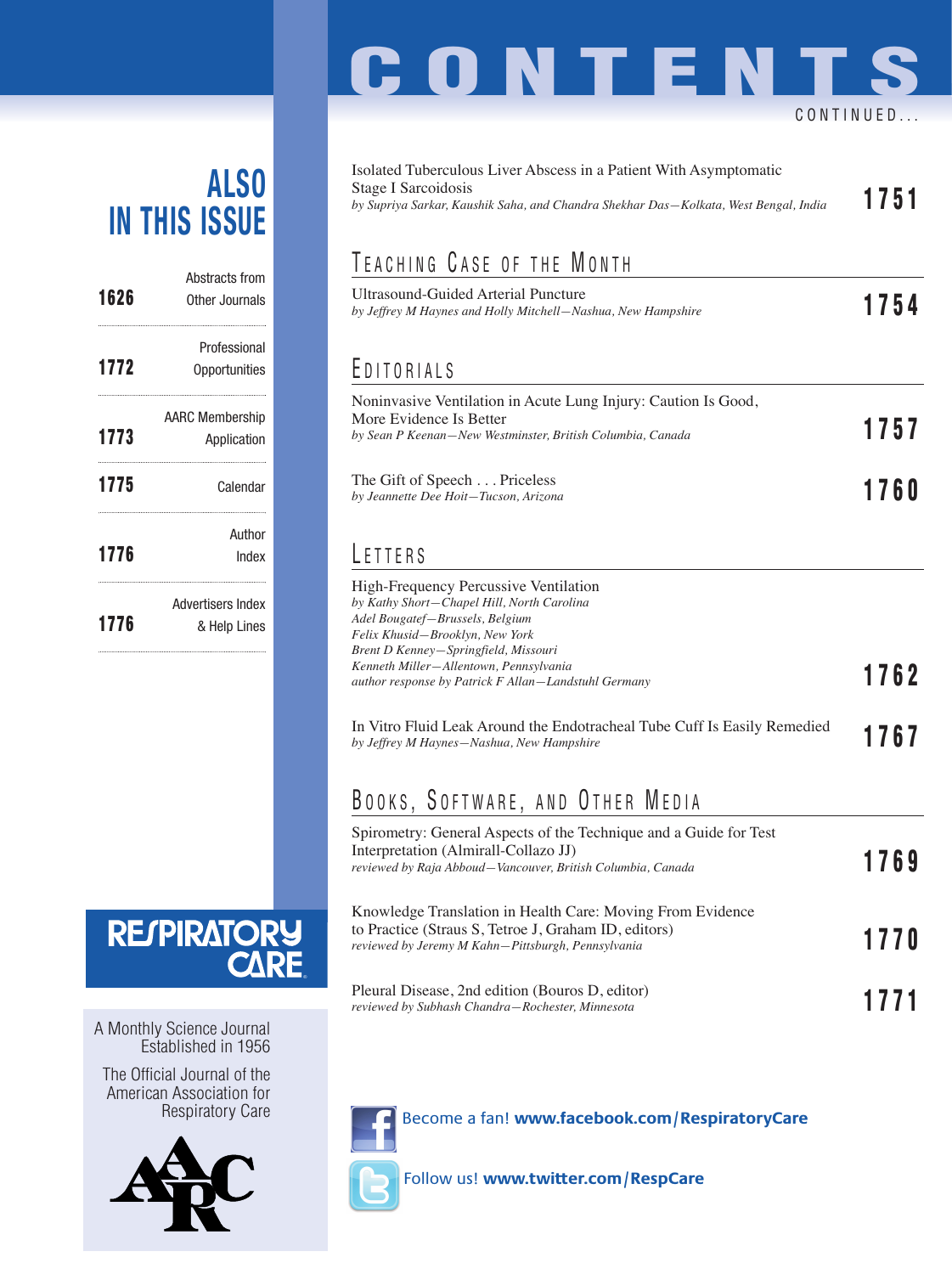# CONTENTS

CONTINUED...

Isolated Tuberculous Liver Abscess in a Patient With Asymptomatic Stage I Sarcoidosis
*by Supriya Sarkar, Kaushik Saha, and Chandra Shekhar Das—Kolkata, West Bengal, India* **1751**

## Teaching Case of the Month

Ultrasound-Guided Arterial Puncture
*by Jeffrey M Haynes and Holly Mitchell—Nashua, New Hampshire* **1754**

## Editorials

Noninvasive Ventilation in Acute Lung Injury: Caution Is Good, More Evidence Is Better
*by Sean P Keenan—New Westminster, British Columbia, Canada* **1757**

The Gift of Speech . . . Priceless
*by Jeannette Dee Hoit—Tucson, Arizona* **1760**

## Letters

High-Frequency Percussive Ventilation
*by Kathy Short—Chapel Hill, North Carolina*
*Adel Bougatef—Brussels, Belgium*
*Felix Khusid—Brooklyn, New York*
*Brent D Kenney—Springfield, Missouri*
*Kenneth Miller—Allentown, Pennsylvania*
*author response by Patrick F Allan—Landstuhl Germany* **1762**

In Vitro Fluid Leak Around the Endotracheal Tube Cuff Is Easily Remedied
*by Jeffrey M Haynes—Nashua, New Hampshire* **1767**

## Books, Software, and Other Media

Spirometry: General Aspects of the Technique and a Guide for Test Interpretation (Almirall-Collazo JJ)
*reviewed by Raja Abboud—Vancouver, British Columbia, Canada* **1769**

Knowledge Translation in Health Care: Moving From Evidence to Practice (Straus S, Tetroe J, Graham ID, editors)
*reviewed by Jeremy M Kahn—Pittsburgh, Pennsylvania* **1770**

Pleural Disease, 2nd edition (Bouros D, editor)
*reviewed by Subhash Chandra—Rochester, Minnesota* **1771**

Become a fan! **www.facebook.com/RespiratoryCare**

Follow us! **www.twitter.com/RespCare**

## ALSO IN THIS ISSUE

| | |
|---|---|
| 1626 | Abstracts from Other Journals |
| 1772 | Professional Opportunities |
| 1773 | AARC Membership Application |
| 1775 | Calendar |
| 1776 | Author Index |
| 1776 | Advertisers Index & Help Lines |

RESPIRATORY CARE

A Monthly Science Journal Established in 1956

The Official Journal of the American Association for Respiratory Care